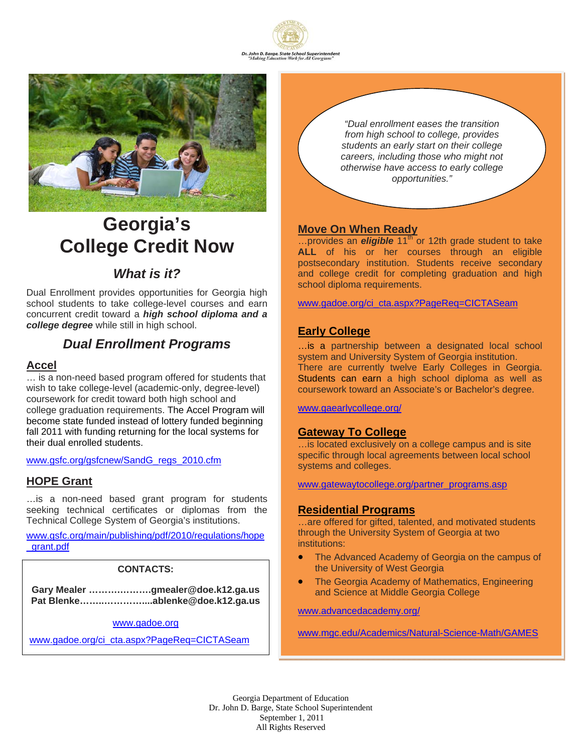Dr. John D. Barge, State School Superintendent
"Making Education Work for All Georgians"

# Georgia's College Credit Now

## *What is it?*

Dual Enrollment provides opportunities for Georgia high school students to take college-level courses and earn concurrent credit toward a ***high school diploma and a college degree*** while still in high school.

## *Dual Enrollment Programs*

### Accel

… is a non-need based program offered for students that wish to take college-level (academic-only, degree-level) coursework for credit toward both high school and college graduation requirements. The Accel Program will become state funded instead of lottery funded beginning fall 2011 with funding returning for the local systems for their dual enrolled students.

www.gsfc.org/gsfcnew/SandG_regs_2010.cfm

### HOPE Grant

…is a non-need based grant program for students seeking technical certificates or diplomas from the Technical College System of Georgia's institutions.

www.gsfc.org/main/publishing/pdf/2010/regulations/hope_grant.pdf

**CONTACTS:**

**Gary Mealer …………………gmealer@doe.k12.ga.us**
**Pat Blenke……..…………....ablenke@doe.k12.ga.us**

www.gadoe.org

www.gadoe.org/ci_cta.aspx?PageReq=CICTASeam

*"Dual enrollment eases the transition from high school to college, provides students an early start on their college careers, including those who might not otherwise have access to early college opportunities."*

### Move On When Ready

…provides an ***eligible*** 11th or 12th grade student to take **ALL** of his or her courses through an eligible postsecondary institution. Students receive secondary and college credit for completing graduation and high school diploma requirements.

www.gadoe.org/ci_cta.aspx?PageReq=CICTASeam

### Early College

…is a partnership between a designated local school system and University System of Georgia institution. There are currently twelve Early Colleges in Georgia. Students can earn a high school diploma as well as coursework toward an Associate's or Bachelor's degree.

www.gaearlycollege.org/

### Gateway To College

…is located exclusively on a college campus and is site specific through local agreements between local school systems and colleges.

www.gatewaytocollege.org/partner_programs.asp

### Residential Programs

…are offered for gifted, talented, and motivated students through the University System of Georgia at two institutions:

- The Advanced Academy of Georgia on the campus of the University of West Georgia
- The Georgia Academy of Mathematics, Engineering and Science at Middle Georgia College

www.advancedacademy.org/

www.mgc.edu/Academics/Natural-Science-Math/GAMES

Georgia Department of Education
Dr. John D. Barge, State School Superintendent
September 1, 2011
All Rights Reserved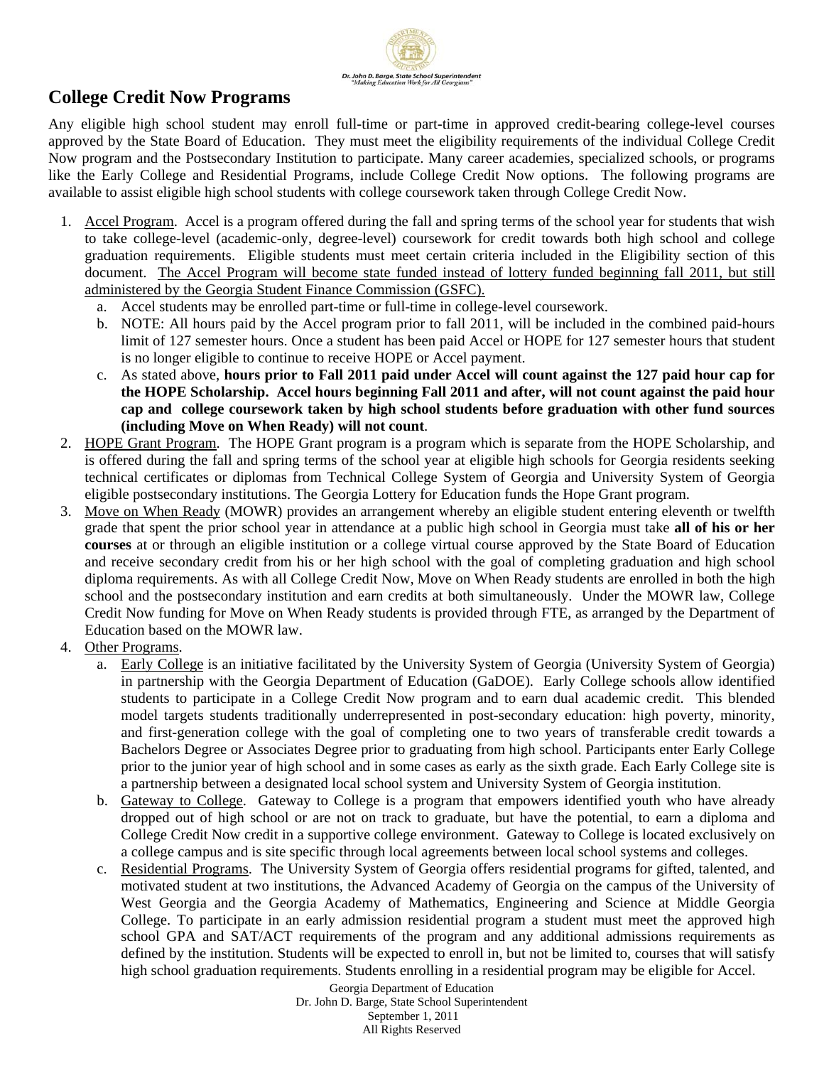## College Credit Now Programs

Any eligible high school student may enroll full-time or part-time in approved credit-bearing college-level courses approved by the State Board of Education. They must meet the eligibility requirements of the individual College Credit Now program and the Postsecondary Institution to participate. Many career academies, specialized schools, or programs like the Early College and Residential Programs, include College Credit Now options. The following programs are available to assist eligible high school students with college coursework taken through College Credit Now.

1. Accel Program. Accel is a program offered during the fall and spring terms of the school year for students that wish to take college-level (academic-only, degree-level) coursework for credit towards both high school and college graduation requirements. Eligible students must meet certain criteria included in the Eligibility section of this document. The Accel Program will become state funded instead of lottery funded beginning fall 2011, but still administered by the Georgia Student Finance Commission (GSFC).
   a. Accel students may be enrolled part-time or full-time in college-level coursework.
   b. NOTE: All hours paid by the Accel program prior to fall 2011, will be included in the combined paid-hours limit of 127 semester hours. Once a student has been paid Accel or HOPE for 127 semester hours that student is no longer eligible to continue to receive HOPE or Accel payment.
   c. As stated above, **hours prior to Fall 2011 paid under Accel will count against the 127 paid hour cap for the HOPE Scholarship. Accel hours beginning Fall 2011 and after, will not count against the paid hour cap and college coursework taken by high school students before graduation with other fund sources (including Move on When Ready) will not count**.
2. HOPE Grant Program. The HOPE Grant program is a program which is separate from the HOPE Scholarship, and is offered during the fall and spring terms of the school year at eligible high schools for Georgia residents seeking technical certificates or diplomas from Technical College System of Georgia and University System of Georgia eligible postsecondary institutions. The Georgia Lottery for Education funds the Hope Grant program.
3. Move on When Ready (MOWR) provides an arrangement whereby an eligible student entering eleventh or twelfth grade that spent the prior school year in attendance at a public high school in Georgia must take **all of his or her courses** at or through an eligible institution or a college virtual course approved by the State Board of Education and receive secondary credit from his or her high school with the goal of completing graduation and high school diploma requirements. As with all College Credit Now, Move on When Ready students are enrolled in both the high school and the postsecondary institution and earn credits at both simultaneously. Under the MOWR law, College Credit Now funding for Move on When Ready students is provided through FTE, as arranged by the Department of Education based on the MOWR law.
4. Other Programs.
   a. Early College is an initiative facilitated by the University System of Georgia (University System of Georgia) in partnership with the Georgia Department of Education (GaDOE). Early College schools allow identified students to participate in a College Credit Now program and to earn dual academic credit. This blended model targets students traditionally underrepresented in post-secondary education: high poverty, minority, and first-generation college with the goal of completing one to two years of transferable credit towards a Bachelors Degree or Associates Degree prior to graduating from high school. Participants enter Early College prior to the junior year of high school and in some cases as early as the sixth grade. Each Early College site is a partnership between a designated local school system and University System of Georgia institution.
   b. Gateway to College. Gateway to College is a program that empowers identified youth who have already dropped out of high school or are not on track to graduate, but have the potential, to earn a diploma and College Credit Now credit in a supportive college environment. Gateway to College is located exclusively on a college campus and is site specific through local agreements between local school systems and colleges.
   c. Residential Programs. The University System of Georgia offers residential programs for gifted, talented, and motivated student at two institutions, the Advanced Academy of Georgia on the campus of the University of West Georgia and the Georgia Academy of Mathematics, Engineering and Science at Middle Georgia College. To participate in an early admission residential program a student must meet the approved high school GPA and SAT/ACT requirements of the program and any additional admissions requirements as defined by the institution. Students will be expected to enroll in, but not be limited to, courses that will satisfy high school graduation requirements. Students enrolling in a residential program may be eligible for Accel.